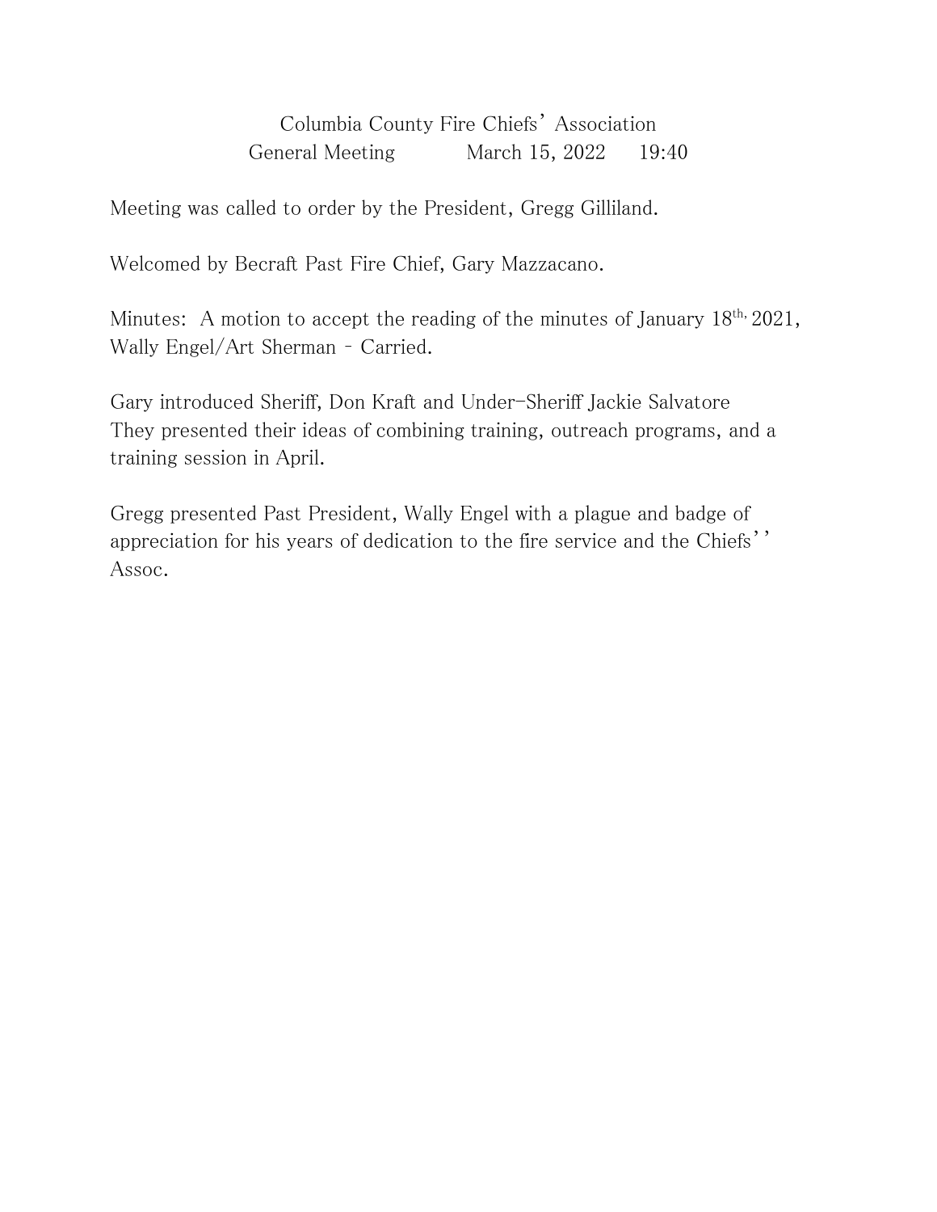Columbia County Fire Chiefs' Association
General Meeting March 15, 2022 19:40

Meeting was called to order by the President, Gregg Gilliland.

Welcomed by Becraft Past Fire Chief, Gary Mazzacano.

Minutes: A motion to accept the reading of the minutes of January 18th, 2021, Wally Engel/Art Sherman - Carried.

Gary introduced Sheriff, Don Kraft and Under-Sheriff Jackie Salvatore They presented their ideas of combining training, outreach programs, and a training session in April.

Gregg presented Past President, Wally Engel with a plague and badge of appreciation for his years of dedication to the fire service and the Chiefs'' Assoc.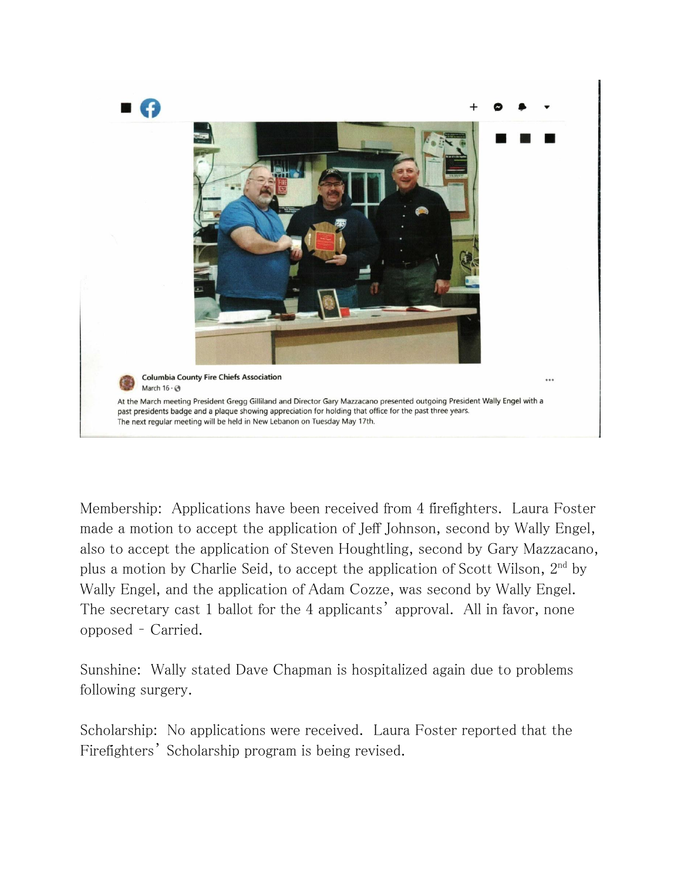Columbia County Fire Chiefs Association
March 16 ·

At the March meeting President Gregg Gilliland and Director Gary Mazzacano presented outgoing President Wally Engel with a past presidents badge and a plaque showing appreciation for holding that office for the past three years.
The next regular meeting will be held in New Lebanon on Tuesday May 17th.

Membership: Applications have been received from 4 firefighters. Laura Foster made a motion to accept the application of Jeff Johnson, second by Wally Engel, also to accept the application of Steven Houghtling, second by Gary Mazzacano, plus a motion by Charlie Seid, to accept the application of Scott Wilson, 2nd by Wally Engel, and the application of Adam Cozze, was second by Wally Engel. The secretary cast 1 ballot for the 4 applicants' approval. All in favor, none opposed - Carried.

Sunshine: Wally stated Dave Chapman is hospitalized again due to problems following surgery.

Scholarship: No applications were received. Laura Foster reported that the Firefighters' Scholarship program is being revised.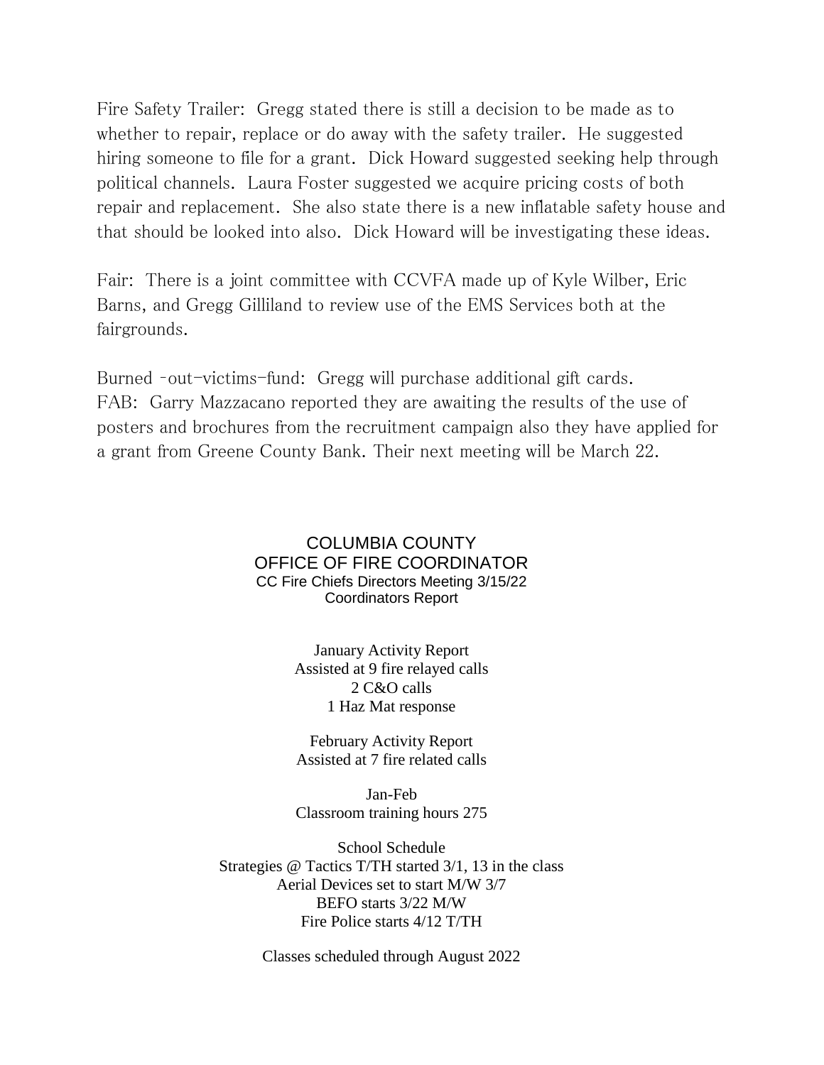Fire Safety Trailer: Gregg stated there is still a decision to be made as to whether to repair, replace or do away with the safety trailer. He suggested hiring someone to file for a grant. Dick Howard suggested seeking help through political channels. Laura Foster suggested we acquire pricing costs of both repair and replacement. She also state there is a new inflatable safety house and that should be looked into also. Dick Howard will be investigating these ideas.

Fair: There is a joint committee with CCVFA made up of Kyle Wilber, Eric Barns, and Gregg Gilliland to review use of the EMS Services both at the fairgrounds.

Burned -out-victims-fund: Gregg will purchase additional gift cards.
FAB: Garry Mazzacano reported they are awaiting the results of the use of posters and brochures from the recruitment campaign also they have applied for a grant from Greene County Bank. Their next meeting will be March 22.

COLUMBIA COUNTY
OFFICE OF FIRE COORDINATOR
CC Fire Chiefs Directors Meeting 3/15/22
Coordinators Report

January Activity Report
Assisted at 9 fire relayed calls
2 C&O calls
1 Haz Mat response

February Activity Report
Assisted at 7 fire related calls

Jan-Feb
Classroom training hours 275

School Schedule
Strategies @ Tactics T/TH started 3/1, 13 in the class
Aerial Devices set to start M/W 3/7
BEFO starts 3/22 M/W
Fire Police starts 4/12 T/TH

Classes scheduled through August 2022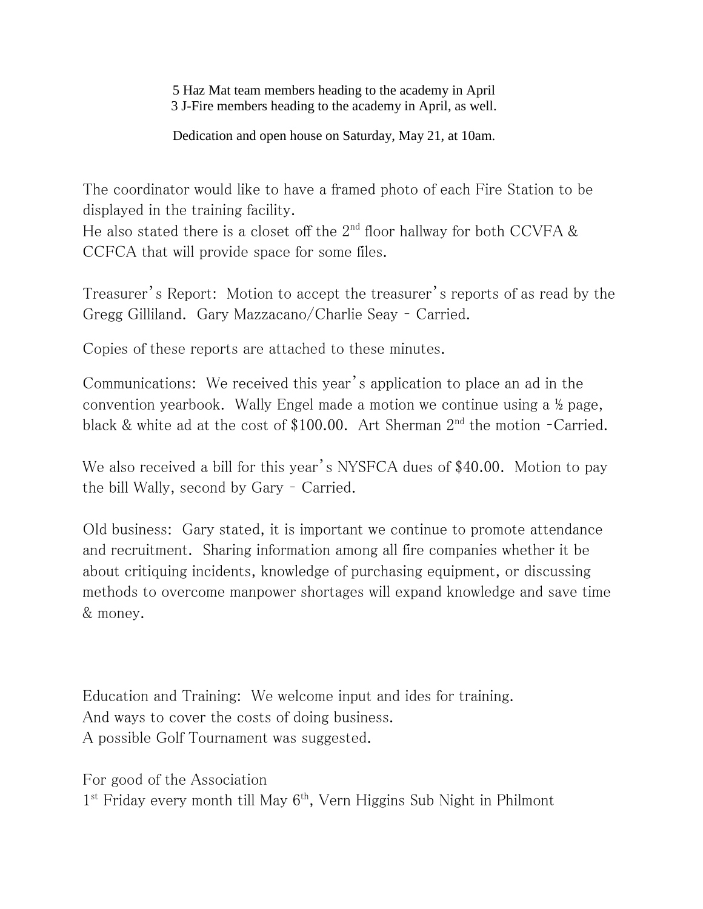5 Haz Mat team members heading to the academy in April
3 J-Fire members heading to the academy in April, as well.

Dedication and open house on Saturday, May 21, at 10am.

The coordinator would like to have a framed photo of each Fire Station to be displayed in the training facility.
He also stated there is a closet off the 2nd floor hallway for both CCVFA & CCFCA that will provide space for some files.

Treasurer's Report: Motion to accept the treasurer's reports of as read by the Gregg Gilliland. Gary Mazzacano/Charlie Seay - Carried.

Copies of these reports are attached to these minutes.

Communications: We received this year's application to place an ad in the convention yearbook. Wally Engel made a motion we continue using a ½ page, black & white ad at the cost of $100.00. Art Sherman 2nd the motion -Carried.

We also received a bill for this year's NYSFCA dues of $40.00. Motion to pay the bill Wally, second by Gary - Carried.

Old business: Gary stated, it is important we continue to promote attendance and recruitment. Sharing information among all fire companies whether it be about critiquing incidents, knowledge of purchasing equipment, or discussing methods to overcome manpower shortages will expand knowledge and save time & money.

Education and Training: We welcome input and ides for training.
And ways to cover the costs of doing business.
A possible Golf Tournament was suggested.

For good of the Association
1st Friday every month till May 6th, Vern Higgins Sub Night in Philmont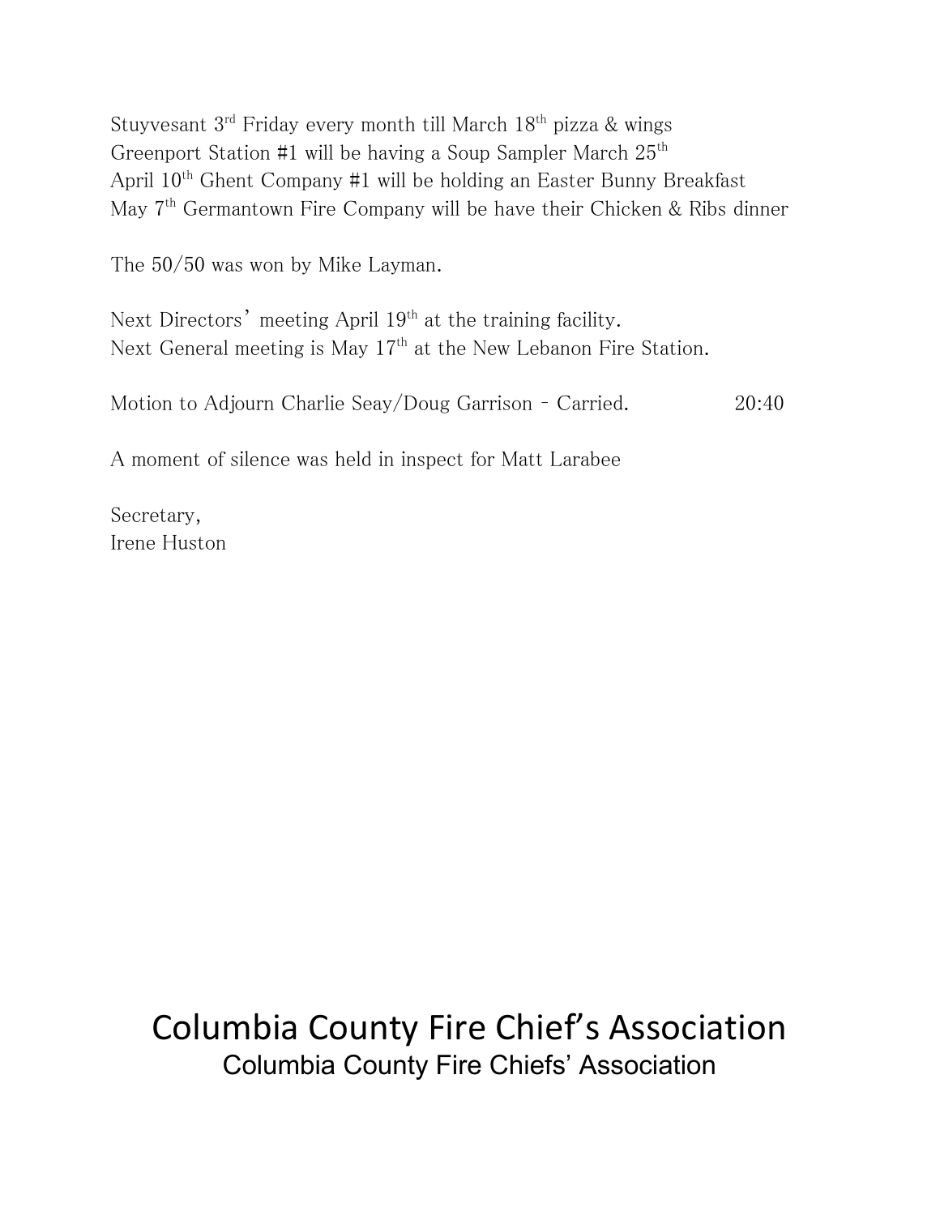Stuyvesant 3rd Friday every month till March 18th pizza & wings
Greenport Station #1 will be having a Soup Sampler March 25th
April 10th Ghent Company #1 will be holding an Easter Bunny Breakfast
May 7th Germantown Fire Company will be have their Chicken & Ribs dinner

The 50/50 was won by Mike Layman.

Next Directors' meeting April 19th at the training facility.
Next General meeting is May 17th at the New Lebanon Fire Station.

Motion to Adjourn Charlie Seay/Doug Garrison - Carried. 20:40

A moment of silence was held in inspect for Matt Larabee

Secretary,
Irene Huston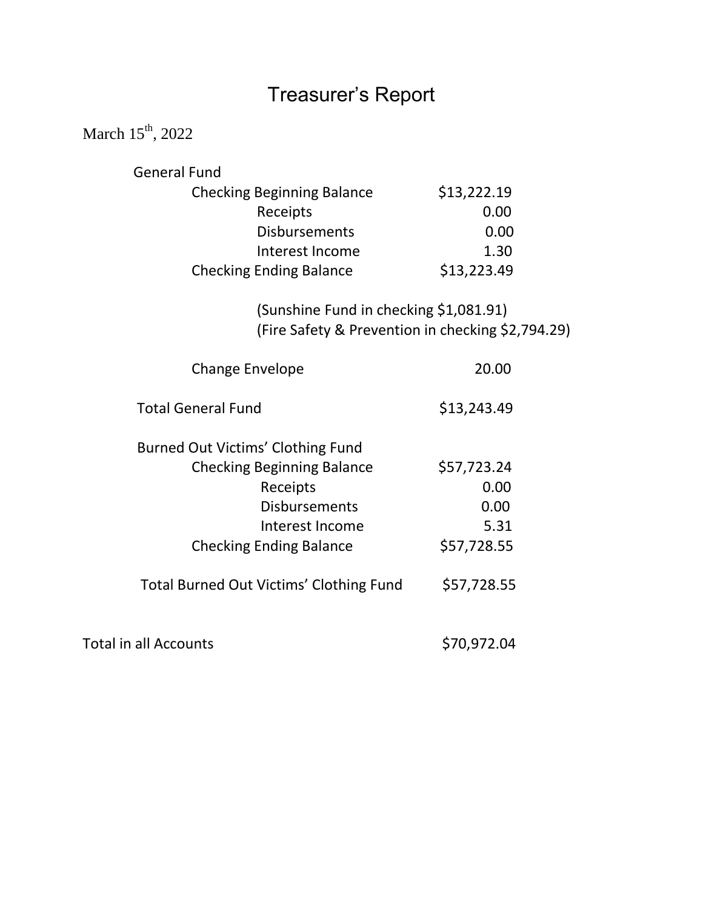# Treasurer's Report

March 15th, 2022

| | |
|---|---|
| **General Fund** | |
| Checking Beginning Balance | $13,222.19 |
| Receipts | 0.00 |
| Disbursements | 0.00 |
| Interest Income | 1.30 |
| Checking Ending Balance | $13,223.49 |
| (Sunshine Fund in checking $1,081.91) | |
| (Fire Safety & Prevention in checking $2,794.29) | |
| Change Envelope | 20.00 |
| Total General Fund | $13,243.49 |
| **Burned Out Victims' Clothing Fund** | |
| Checking Beginning Balance | $57,723.24 |
| Receipts | 0.00 |
| Disbursements | 0.00 |
| Interest Income | 5.31 |
| Checking Ending Balance | $57,728.55 |
| Total Burned Out Victims' Clothing Fund | $57,728.55 |
| Total in all Accounts | $70,972.04 |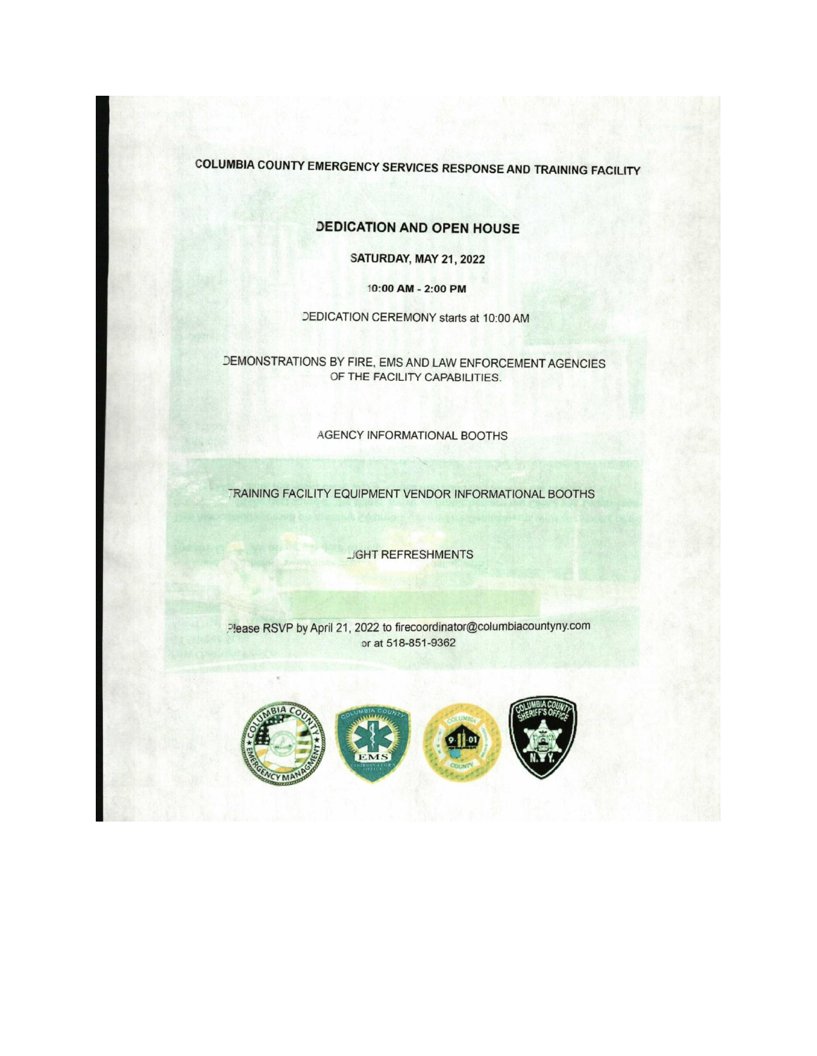## COLUMBIA COUNTY EMERGENCY SERVICES RESPONSE AND TRAINING FACILITY

### DEDICATION AND OPEN HOUSE

**SATURDAY, MAY 21, 2022**

**10:00 AM - 2:00 PM**

DEDICATION CEREMONY starts at 10:00 AM

DEMONSTRATIONS BY FIRE, EMS AND LAW ENFORCEMENT AGENCIES OF THE FACILITY CAPABILITIES.

AGENCY INFORMATIONAL BOOTHS

TRAINING FACILITY EQUIPMENT VENDOR INFORMATIONAL BOOTHS

LIGHT REFRESHMENTS

Please RSVP by April 21, 2022 to firecoordinator@columbiacountyny.com or at 518-851-9362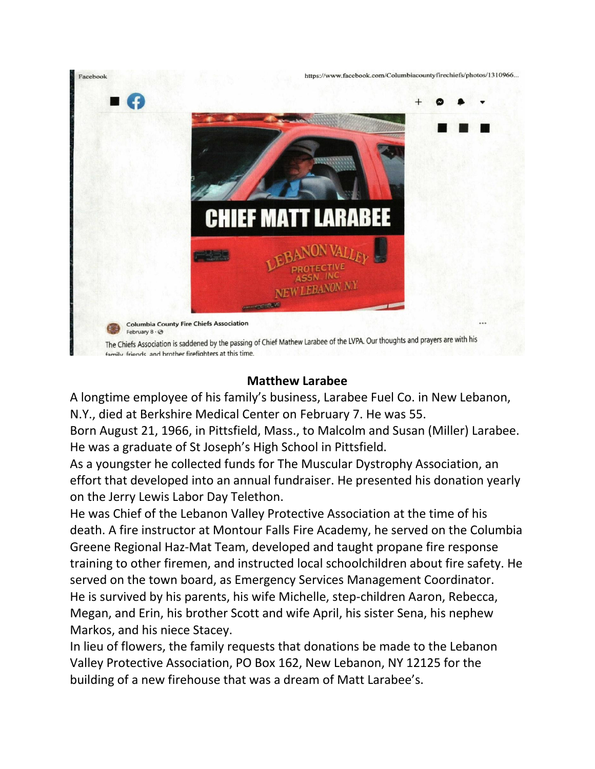Facebook https://www.facebook.com/Columbiacountyfirechiefs/photos/1310966...

CHIEF MATT LARABEE

LEBANON VALLEY PROTECTIVE ASSN., INC. NEW LEBANON, N.Y.

Columbia County Fire Chiefs Association
February 8 ·

The Chiefs Association is saddened by the passing of Chief Mathew Larabee of the LVPA. Our thoughts and prayers are with his family, friends, and brother firefighters at this time.

**Matthew Larabee**

A longtime employee of his family's business, Larabee Fuel Co. in New Lebanon, N.Y., died at Berkshire Medical Center on February 7. He was 55.

Born August 21, 1966, in Pittsfield, Mass., to Malcolm and Susan (Miller) Larabee. He was a graduate of St Joseph's High School in Pittsfield.

As a youngster he collected funds for The Muscular Dystrophy Association, an effort that developed into an annual fundraiser. He presented his donation yearly on the Jerry Lewis Labor Day Telethon.

He was Chief of the Lebanon Valley Protective Association at the time of his death. A fire instructor at Montour Falls Fire Academy, he served on the Columbia Greene Regional Haz-Mat Team, developed and taught propane fire response training to other firemen, and instructed local schoolchildren about fire safety. He served on the town board, as Emergency Services Management Coordinator.

He is survived by his parents, his wife Michelle, step-children Aaron, Rebecca, Megan, and Erin, his brother Scott and wife April, his sister Sena, his nephew Markos, and his niece Stacey.

In lieu of flowers, the family requests that donations be made to the Lebanon Valley Protective Association, PO Box 162, New Lebanon, NY 12125 for the building of a new firehouse that was a dream of Matt Larabee's.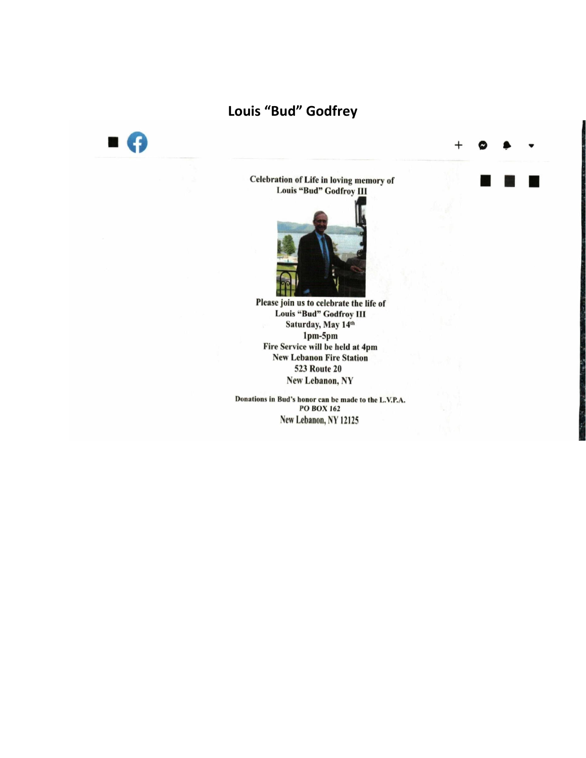## Louis "Bud" Godfrey

Celebration of Life in loving memory of
Louis "Bud" Godfroy III

Please join us to celebrate the life of
Louis "Bud" Godfroy III
Saturday, May 14th
1pm-5pm
Fire Service will be held at 4pm
New Lebanon Fire Station
523 Route 20
New Lebanon, NY

Donations in Bud's honor can be made to the L.V.P.A.
PO BOX 162
New Lebanon, NY 12125